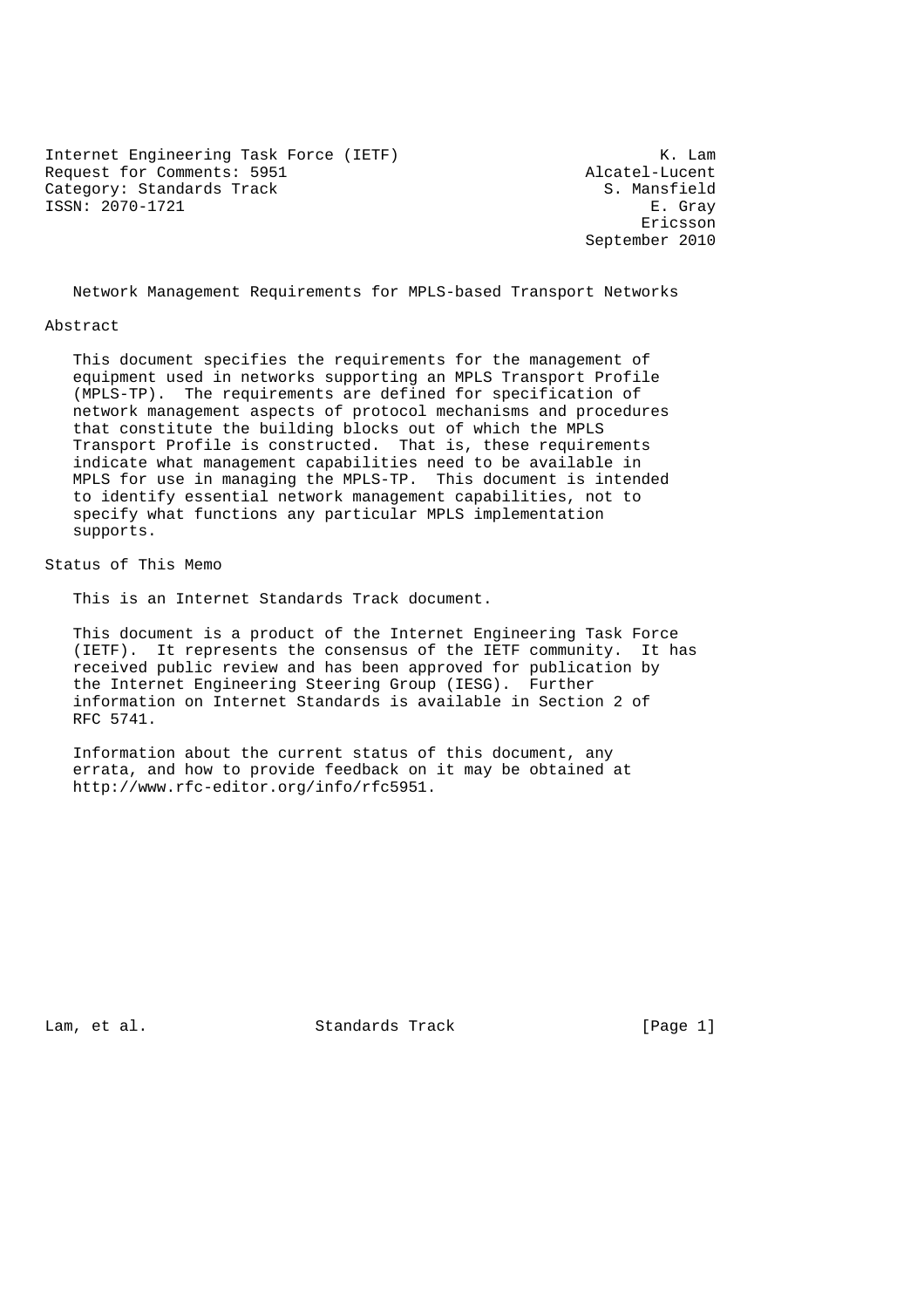Internet Engineering Task Force (IETF) K. Lam
Request for Comments: 5951 Alcatel-Lucent
Category: Standards Track S. Mansfield
ISSN: 2070-1721 E. Gray
Ericsson
September 2010

# Network Management Requirements for MPLS-based Transport Networks

## Abstract

This document specifies the requirements for the management of equipment used in networks supporting an MPLS Transport Profile (MPLS-TP). The requirements are defined for specification of network management aspects of protocol mechanisms and procedures that constitute the building blocks out of which the MPLS Transport Profile is constructed. That is, these requirements indicate what management capabilities need to be available in MPLS for use in managing the MPLS-TP. This document is intended to identify essential network management capabilities, not to specify what functions any particular MPLS implementation supports.

## Status of This Memo

This is an Internet Standards Track document.

This document is a product of the Internet Engineering Task Force (IETF). It represents the consensus of the IETF community. It has received public review and has been approved for publication by the Internet Engineering Steering Group (IESG). Further information on Internet Standards is available in Section 2 of RFC 5741.

Information about the current status of this document, any errata, and how to provide feedback on it may be obtained at http://www.rfc-editor.org/info/rfc5951.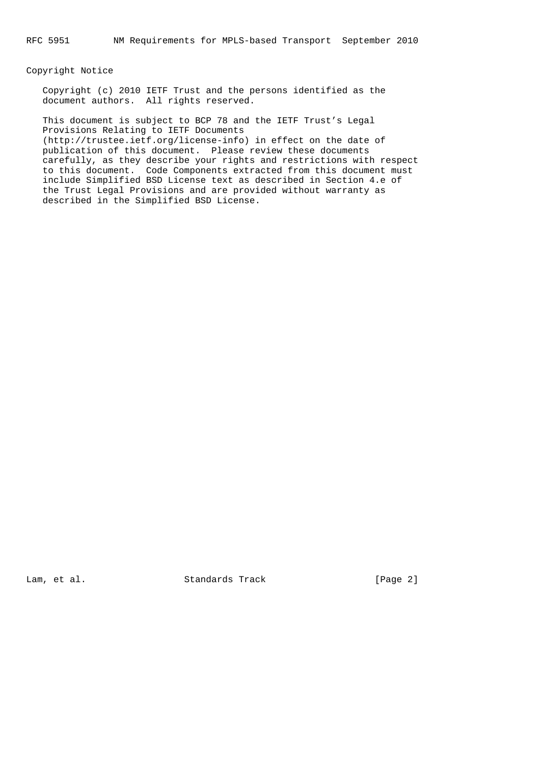## Copyright Notice

Copyright (c) 2010 IETF Trust and the persons identified as the document authors. All rights reserved.

This document is subject to BCP 78 and the IETF Trust's Legal Provisions Relating to IETF Documents (http://trustee.ietf.org/license-info) in effect on the date of publication of this document. Please review these documents carefully, as they describe your rights and restrictions with respect to this document. Code Components extracted from this document must include Simplified BSD License text as described in Section 4.e of the Trust Legal Provisions and are provided without warranty as described in the Simplified BSD License.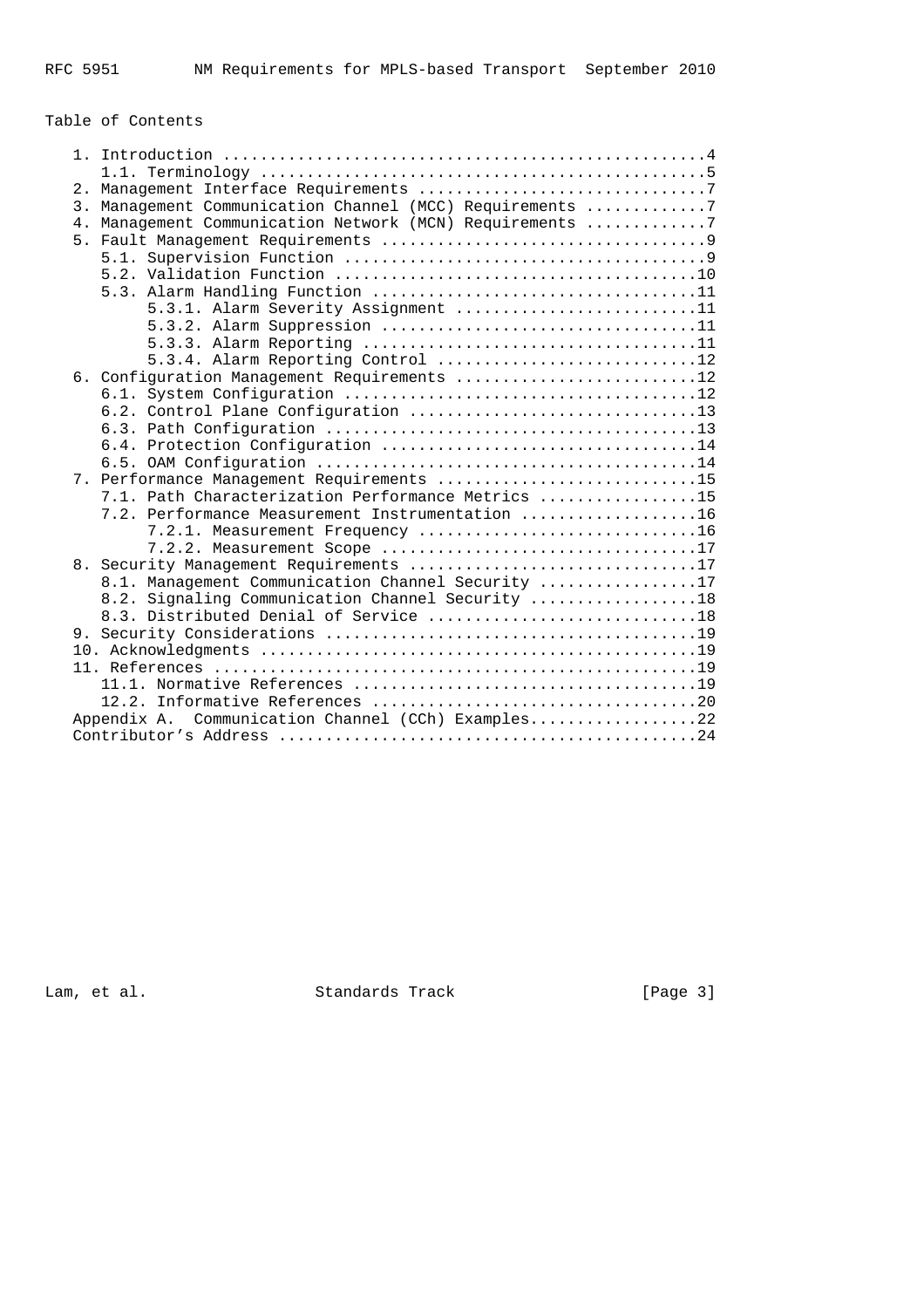Table of Contents

```
   1. Introduction ....................................................4
      1.1. Terminology ................................................5
   2. Management Interface Requirements ...............................7
   3. Management Communication Channel (MCC) Requirements .............7
   4. Management Communication Network (MCN) Requirements .............7
   5. Fault Management Requirements ...................................9
      5.1. Supervision Function .......................................9
      5.2. Validation Function .......................................10
      5.3. Alarm Handling Function ...................................11
           5.3.1. Alarm Severity Assignment ..........................11
           5.3.2. Alarm Suppression ..................................11
           5.3.3. Alarm Reporting ....................................11
           5.3.4. Alarm Reporting Control ............................12
   6. Configuration Management Requirements ..........................12
      6.1. System Configuration ......................................12
      6.2. Control Plane Configuration ...............................13
      6.3. Path Configuration ........................................13
      6.4. Protection Configuration ..................................14
      6.5. OAM Configuration .........................................14
   7. Performance Management Requirements ............................15
      7.1. Path Characterization Performance Metrics .................15
      7.2. Performance Measurement Instrumentation ...................16
           7.2.1. Measurement Frequency ..............................16
           7.2.2. Measurement Scope ..................................17
   8. Security Management Requirements ...............................17
      8.1. Management Communication Channel Security .................17
      8.2. Signaling Communication Channel Security ..................18
      8.3. Distributed Denial of Service .............................18
   9. Security Considerations ........................................19
   10. Acknowledgments ...............................................19
   11. References ....................................................19
      11.1. Normative References .....................................19
      12.2. Informative References ...................................20
   Appendix A.  Communication Channel (CCh) Examples..................22
   Contributor's Address .............................................24
```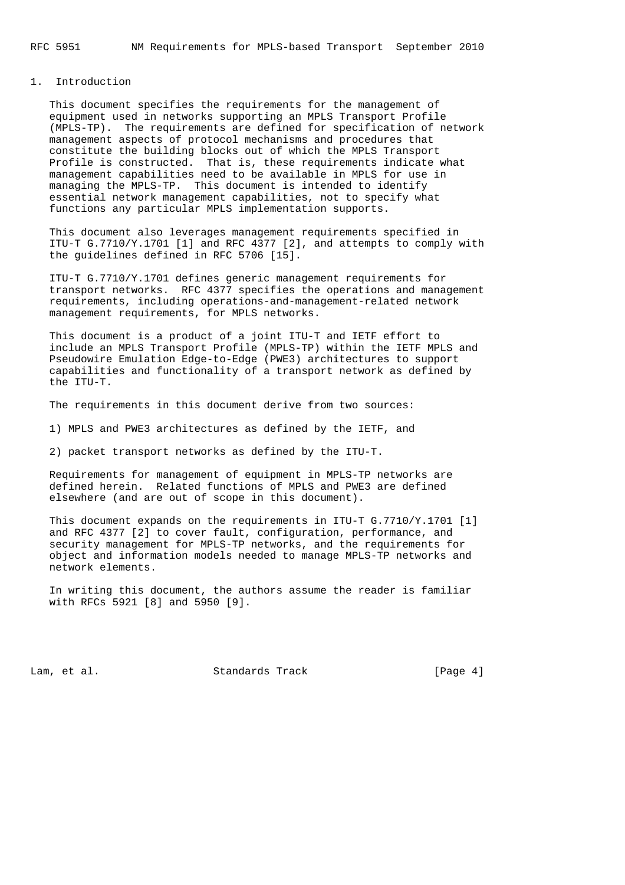# 1. Introduction

This document specifies the requirements for the management of equipment used in networks supporting an MPLS Transport Profile (MPLS-TP). The requirements are defined for specification of network management aspects of protocol mechanisms and procedures that constitute the building blocks out of which the MPLS Transport Profile is constructed. That is, these requirements indicate what management capabilities need to be available in MPLS for use in managing the MPLS-TP. This document is intended to identify essential network management capabilities, not to specify what functions any particular MPLS implementation supports.

This document also leverages management requirements specified in ITU-T G.7710/Y.1701 [1] and RFC 4377 [2], and attempts to comply with the guidelines defined in RFC 5706 [15].

ITU-T G.7710/Y.1701 defines generic management requirements for transport networks. RFC 4377 specifies the operations and management requirements, including operations-and-management-related network management requirements, for MPLS networks.

This document is a product of a joint ITU-T and IETF effort to include an MPLS Transport Profile (MPLS-TP) within the IETF MPLS and Pseudowire Emulation Edge-to-Edge (PWE3) architectures to support capabilities and functionality of a transport network as defined by the ITU-T.

The requirements in this document derive from two sources:

1) MPLS and PWE3 architectures as defined by the IETF, and

2) packet transport networks as defined by the ITU-T.

Requirements for management of equipment in MPLS-TP networks are defined herein. Related functions of MPLS and PWE3 are defined elsewhere (and are out of scope in this document).

This document expands on the requirements in ITU-T G.7710/Y.1701 [1] and RFC 4377 [2] to cover fault, configuration, performance, and security management for MPLS-TP networks, and the requirements for object and information models needed to manage MPLS-TP networks and network elements.

In writing this document, the authors assume the reader is familiar with RFCs 5921 [8] and 5950 [9].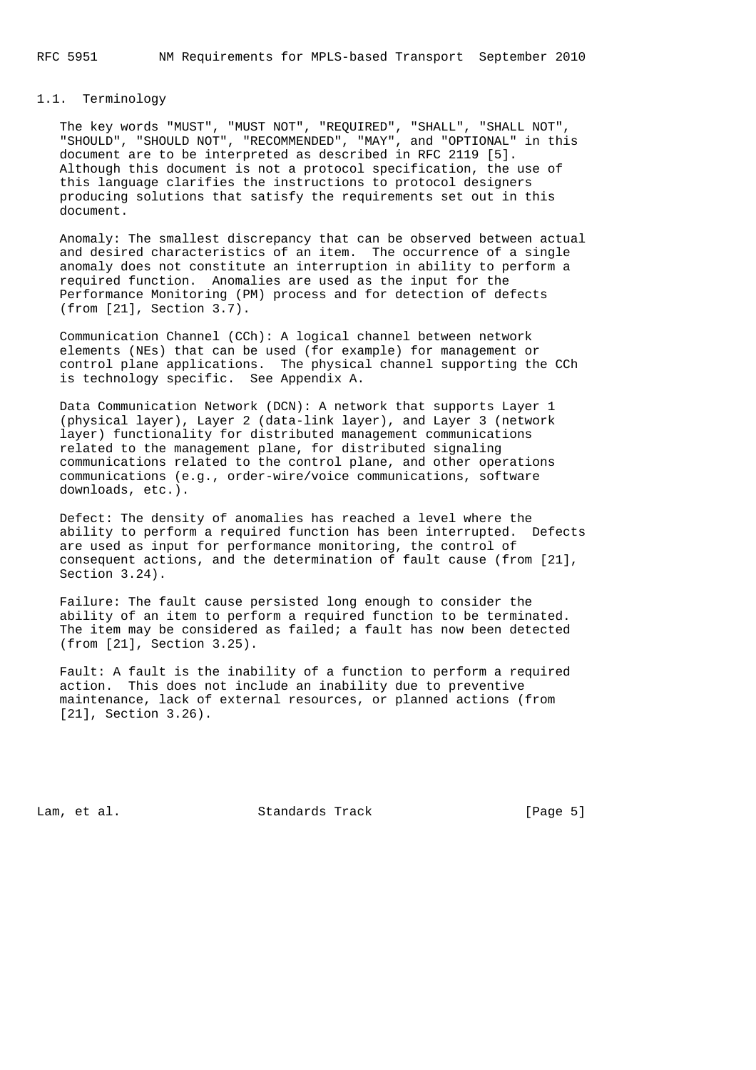### 1.1. Terminology

The key words "MUST", "MUST NOT", "REQUIRED", "SHALL", "SHALL NOT", "SHOULD", "SHOULD NOT", "RECOMMENDED", "MAY", and "OPTIONAL" in this document are to be interpreted as described in RFC 2119 [5]. Although this document is not a protocol specification, the use of this language clarifies the instructions to protocol designers producing solutions that satisfy the requirements set out in this document.

Anomaly: The smallest discrepancy that can be observed between actual and desired characteristics of an item. The occurrence of a single anomaly does not constitute an interruption in ability to perform a required function. Anomalies are used as the input for the Performance Monitoring (PM) process and for detection of defects (from [21], Section 3.7).

Communication Channel (CCh): A logical channel between network elements (NEs) that can be used (for example) for management or control plane applications. The physical channel supporting the CCh is technology specific. See Appendix A.

Data Communication Network (DCN): A network that supports Layer 1 (physical layer), Layer 2 (data-link layer), and Layer 3 (network layer) functionality for distributed management communications related to the management plane, for distributed signaling communications related to the control plane, and other operations communications (e.g., order-wire/voice communications, software downloads, etc.).

Defect: The density of anomalies has reached a level where the ability to perform a required function has been interrupted. Defects are used as input for performance monitoring, the control of consequent actions, and the determination of fault cause (from [21], Section 3.24).

Failure: The fault cause persisted long enough to consider the ability of an item to perform a required function to be terminated. The item may be considered as failed; a fault has now been detected (from [21], Section 3.25).

Fault: A fault is the inability of a function to perform a required action. This does not include an inability due to preventive maintenance, lack of external resources, or planned actions (from [21], Section 3.26).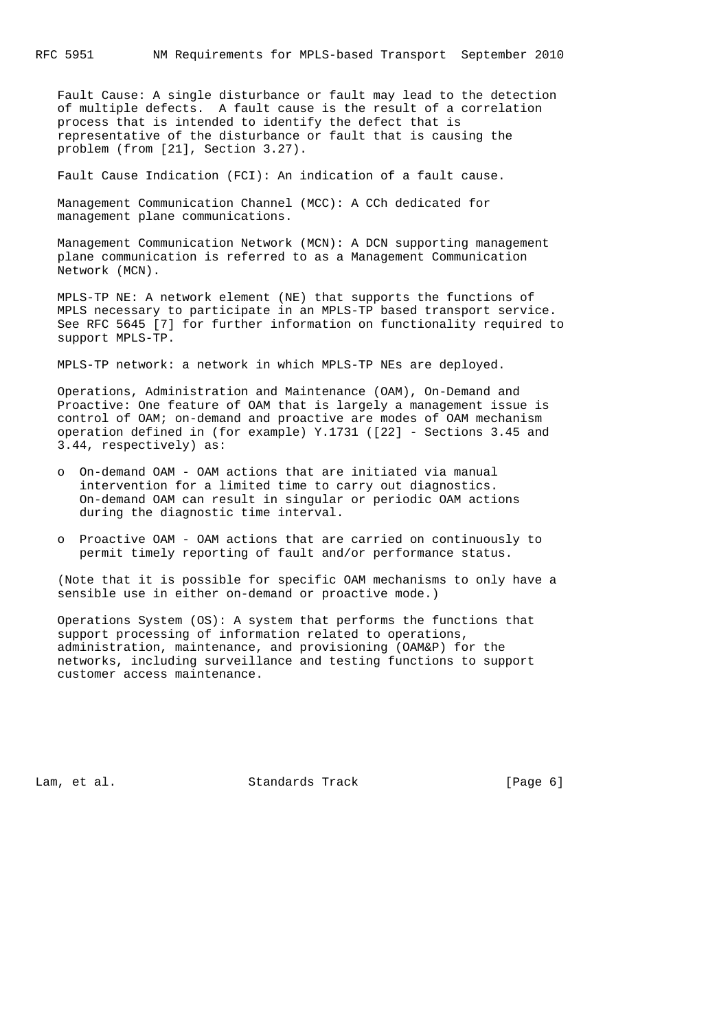Fault Cause: A single disturbance or fault may lead to the detection of multiple defects. A fault cause is the result of a correlation process that is intended to identify the defect that is representative of the disturbance or fault that is causing the problem (from [21], Section 3.27).

Fault Cause Indication (FCI): An indication of a fault cause.

Management Communication Channel (MCC): A CCh dedicated for management plane communications.

Management Communication Network (MCN): A DCN supporting management plane communication is referred to as a Management Communication Network (MCN).

MPLS-TP NE: A network element (NE) that supports the functions of MPLS necessary to participate in an MPLS-TP based transport service. See RFC 5645 [7] for further information on functionality required to support MPLS-TP.

MPLS-TP network: a network in which MPLS-TP NEs are deployed.

Operations, Administration and Maintenance (OAM), On-Demand and Proactive: One feature of OAM that is largely a management issue is control of OAM; on-demand and proactive are modes of OAM mechanism operation defined in (for example) Y.1731 ([22] - Sections 3.45 and 3.44, respectively) as:

- On-demand OAM - OAM actions that are initiated via manual intervention for a limited time to carry out diagnostics. On-demand OAM can result in singular or periodic OAM actions during the diagnostic time interval.
- Proactive OAM - OAM actions that are carried on continuously to permit timely reporting of fault and/or performance status.

(Note that it is possible for specific OAM mechanisms to only have a sensible use in either on-demand or proactive mode.)

Operations System (OS): A system that performs the functions that support processing of information related to operations, administration, maintenance, and provisioning (OAM&P) for the networks, including surveillance and testing functions to support customer access maintenance.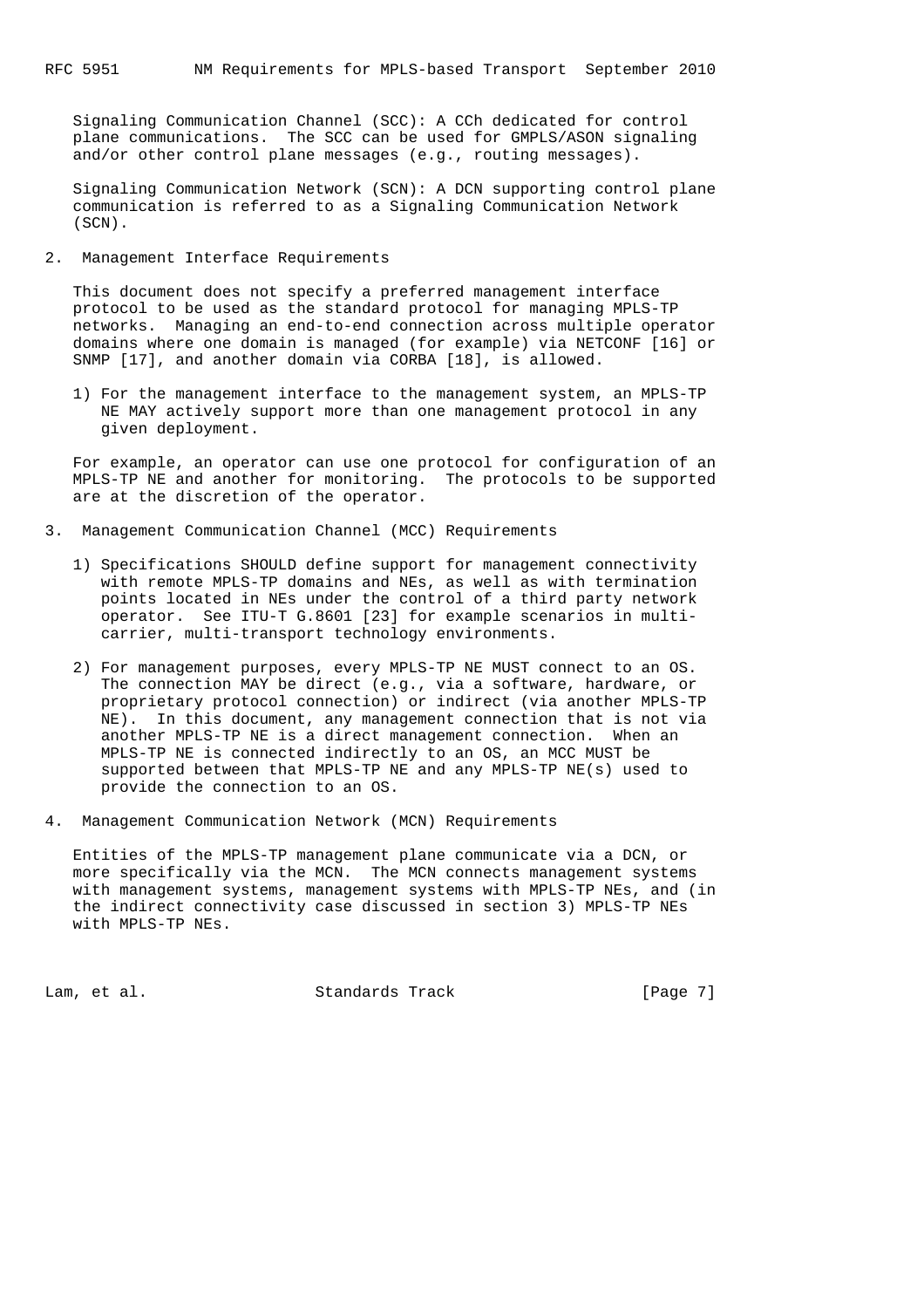Signaling Communication Channel (SCC): A CCh dedicated for control plane communications. The SCC can be used for GMPLS/ASON signaling and/or other control plane messages (e.g., routing messages).

Signaling Communication Network (SCN): A DCN supporting control plane communication is referred to as a Signaling Communication Network (SCN).

## 2. Management Interface Requirements

This document does not specify a preferred management interface protocol to be used as the standard protocol for managing MPLS-TP networks. Managing an end-to-end connection across multiple operator domains where one domain is managed (for example) via NETCONF [16] or SNMP [17], and another domain via CORBA [18], is allowed.

1) For the management interface to the management system, an MPLS-TP NE MAY actively support more than one management protocol in any given deployment.

For example, an operator can use one protocol for configuration of an MPLS-TP NE and another for monitoring. The protocols to be supported are at the discretion of the operator.

## 3. Management Communication Channel (MCC) Requirements

1) Specifications SHOULD define support for management connectivity with remote MPLS-TP domains and NEs, as well as with termination points located in NEs under the control of a third party network operator. See ITU-T G.8601 [23] for example scenarios in multi-carrier, multi-transport technology environments.

2) For management purposes, every MPLS-TP NE MUST connect to an OS. The connection MAY be direct (e.g., via a software, hardware, or proprietary protocol connection) or indirect (via another MPLS-TP NE). In this document, any management connection that is not via another MPLS-TP NE is a direct management connection. When an MPLS-TP NE is connected indirectly to an OS, an MCC MUST be supported between that MPLS-TP NE and any MPLS-TP NE(s) used to provide the connection to an OS.

## 4. Management Communication Network (MCN) Requirements

Entities of the MPLS-TP management plane communicate via a DCN, or more specifically via the MCN. The MCN connects management systems with management systems, management systems with MPLS-TP NEs, and (in the indirect connectivity case discussed in section 3) MPLS-TP NEs with MPLS-TP NEs.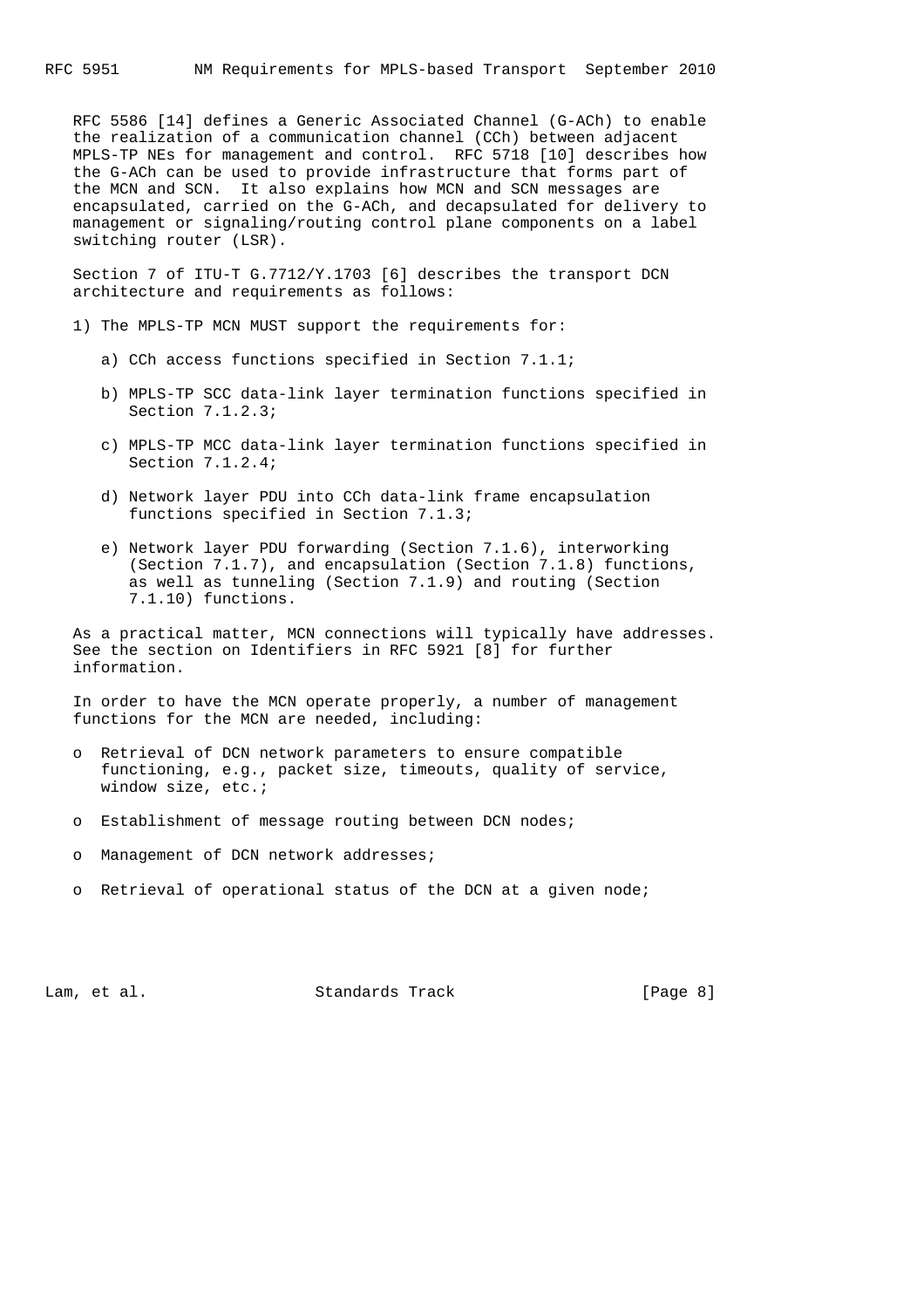RFC 5586 [14] defines a Generic Associated Channel (G-ACh) to enable the realization of a communication channel (CCh) between adjacent MPLS-TP NEs for management and control. RFC 5718 [10] describes how the G-ACh can be used to provide infrastructure that forms part of the MCN and SCN. It also explains how MCN and SCN messages are encapsulated, carried on the G-ACh, and decapsulated for delivery to management or signaling/routing control plane components on a label switching router (LSR).

Section 7 of ITU-T G.7712/Y.1703 [6] describes the transport DCN architecture and requirements as follows:

1) The MPLS-TP MCN MUST support the requirements for:

   a) CCh access functions specified in Section 7.1.1;

   b) MPLS-TP SCC data-link layer termination functions specified in Section 7.1.2.3;

   c) MPLS-TP MCC data-link layer termination functions specified in Section 7.1.2.4;

   d) Network layer PDU into CCh data-link frame encapsulation functions specified in Section 7.1.3;

   e) Network layer PDU forwarding (Section 7.1.6), interworking (Section 7.1.7), and encapsulation (Section 7.1.8) functions, as well as tunneling (Section 7.1.9) and routing (Section 7.1.10) functions.

As a practical matter, MCN connections will typically have addresses. See the section on Identifiers in RFC 5921 [8] for further information.

In order to have the MCN operate properly, a number of management functions for the MCN are needed, including:

- Retrieval of DCN network parameters to ensure compatible functioning, e.g., packet size, timeouts, quality of service, window size, etc.;

- Establishment of message routing between DCN nodes;

- Management of DCN network addresses;

- Retrieval of operational status of the DCN at a given node;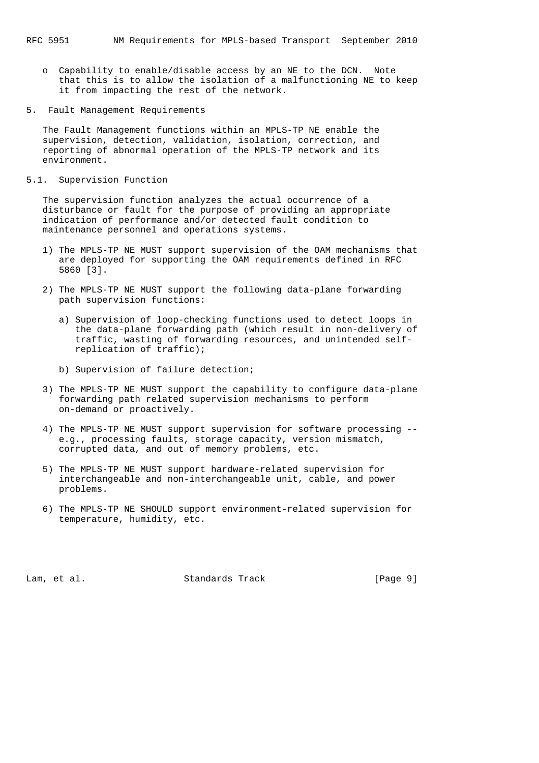- Capability to enable/disable access by an NE to the DCN. Note that this is to allow the isolation of a malfunctioning NE to keep it from impacting the rest of the network.

## 5. Fault Management Requirements

The Fault Management functions within an MPLS-TP NE enable the supervision, detection, validation, isolation, correction, and reporting of abnormal operation of the MPLS-TP network and its environment.

### 5.1. Supervision Function

The supervision function analyzes the actual occurrence of a disturbance or fault for the purpose of providing an appropriate indication of performance and/or detected fault condition to maintenance personnel and operations systems.

1) The MPLS-TP NE MUST support supervision of the OAM mechanisms that are deployed for supporting the OAM requirements defined in RFC 5860 [3].

2) The MPLS-TP NE MUST support the following data-plane forwarding path supervision functions:

   a) Supervision of loop-checking functions used to detect loops in the data-plane forwarding path (which result in non-delivery of traffic, wasting of forwarding resources, and unintended self-replication of traffic);

   b) Supervision of failure detection;

3) The MPLS-TP NE MUST support the capability to configure data-plane forwarding path related supervision mechanisms to perform on-demand or proactively.

4) The MPLS-TP NE MUST support supervision for software processing -- e.g., processing faults, storage capacity, version mismatch, corrupted data, and out of memory problems, etc.

5) The MPLS-TP NE MUST support hardware-related supervision for interchangeable and non-interchangeable unit, cable, and power problems.

6) The MPLS-TP NE SHOULD support environment-related supervision for temperature, humidity, etc.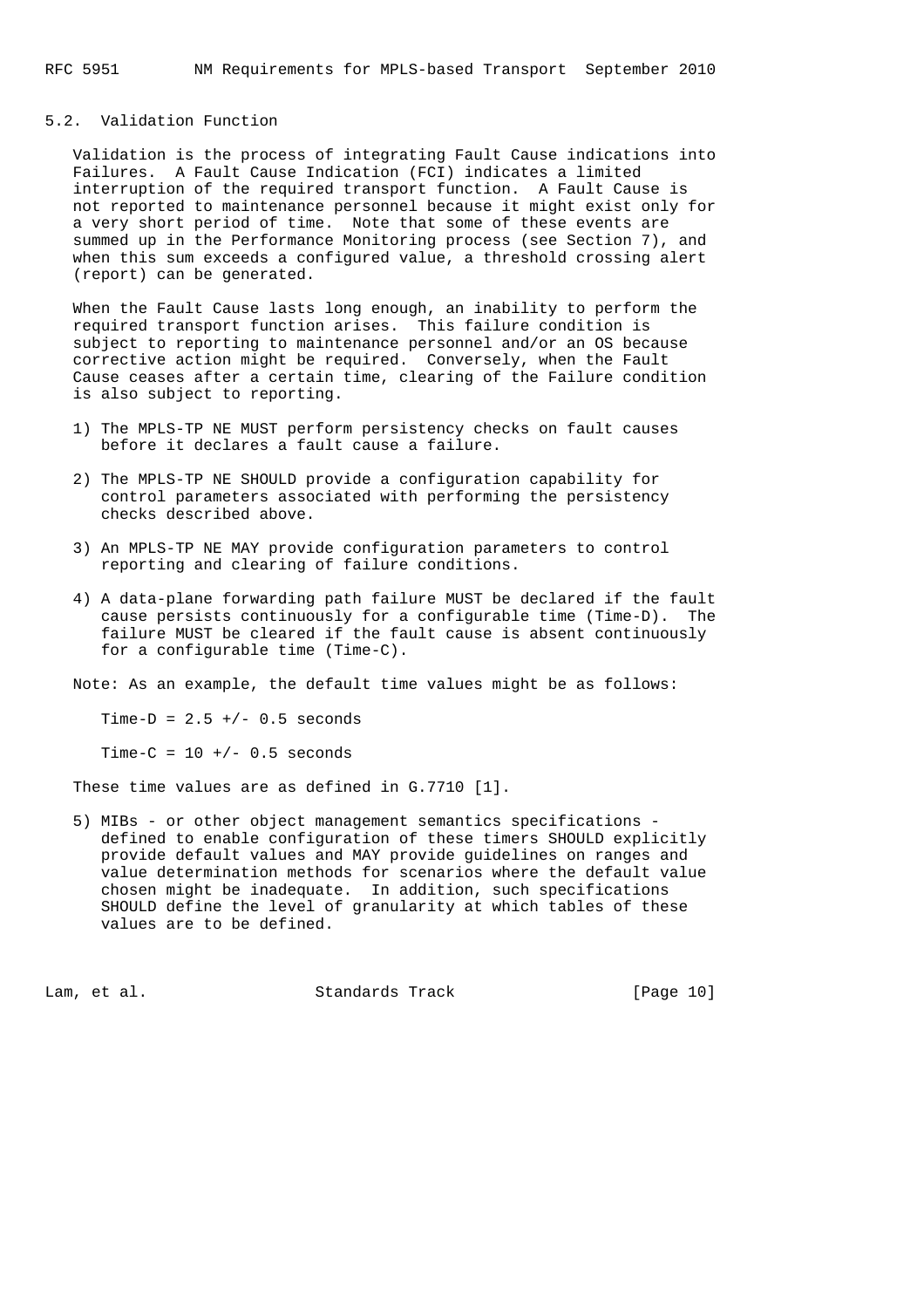## 5.2. Validation Function

Validation is the process of integrating Fault Cause indications into Failures. A Fault Cause Indication (FCI) indicates a limited interruption of the required transport function. A Fault Cause is not reported to maintenance personnel because it might exist only for a very short period of time. Note that some of these events are summed up in the Performance Monitoring process (see Section 7), and when this sum exceeds a configured value, a threshold crossing alert (report) can be generated.

When the Fault Cause lasts long enough, an inability to perform the required transport function arises. This failure condition is subject to reporting to maintenance personnel and/or an OS because corrective action might be required. Conversely, when the Fault Cause ceases after a certain time, clearing of the Failure condition is also subject to reporting.

1) The MPLS-TP NE MUST perform persistency checks on fault causes before it declares a fault cause a failure.

2) The MPLS-TP NE SHOULD provide a configuration capability for control parameters associated with performing the persistency checks described above.

3) An MPLS-TP NE MAY provide configuration parameters to control reporting and clearing of failure conditions.

4) A data-plane forwarding path failure MUST be declared if the fault cause persists continuously for a configurable time (Time-D). The failure MUST be cleared if the fault cause is absent continuously for a configurable time (Time-C).

Note: As an example, the default time values might be as follows:

Time-D = 2.5 +/- 0.5 seconds

Time-C = 10 +/- 0.5 seconds

These time values are as defined in G.7710 [1].

5) MIBs - or other object management semantics specifications - defined to enable configuration of these timers SHOULD explicitly provide default values and MAY provide guidelines on ranges and value determination methods for scenarios where the default value chosen might be inadequate. In addition, such specifications SHOULD define the level of granularity at which tables of these values are to be defined.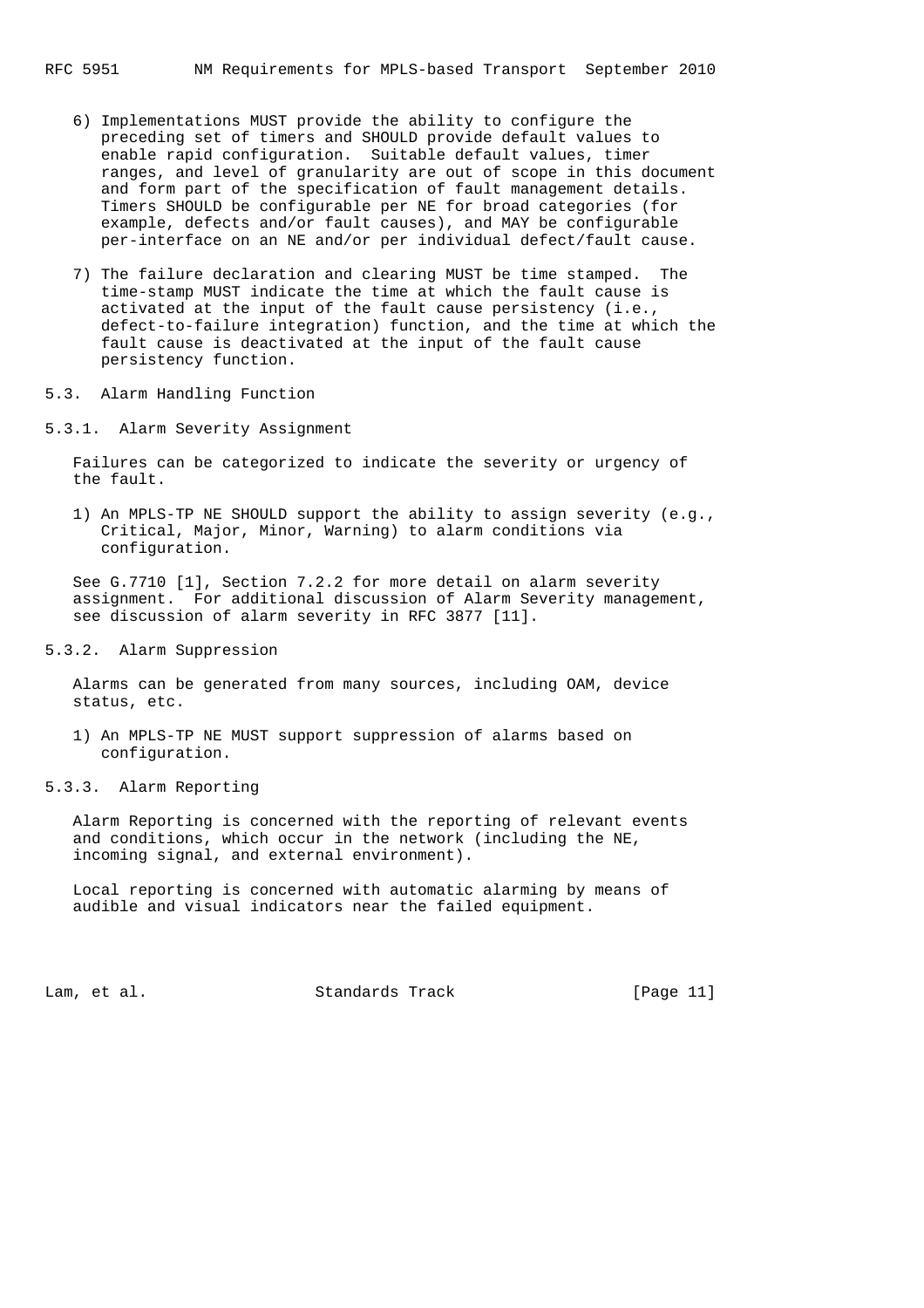6) Implementations MUST provide the ability to configure the preceding set of timers and SHOULD provide default values to enable rapid configuration. Suitable default values, timer ranges, and level of granularity are out of scope in this document and form part of the specification of fault management details. Timers SHOULD be configurable per NE for broad categories (for example, defects and/or fault causes), and MAY be configurable per-interface on an NE and/or per individual defect/fault cause.

7) The failure declaration and clearing MUST be time stamped. The time-stamp MUST indicate the time at which the fault cause is activated at the input of the fault cause persistency (i.e., defect-to-failure integration) function, and the time at which the fault cause is deactivated at the input of the fault cause persistency function.

### 5.3. Alarm Handling Function

#### 5.3.1. Alarm Severity Assignment

Failures can be categorized to indicate the severity or urgency of the fault.

1) An MPLS-TP NE SHOULD support the ability to assign severity (e.g., Critical, Major, Minor, Warning) to alarm conditions via configuration.

See G.7710 [1], Section 7.2.2 for more detail on alarm severity assignment. For additional discussion of Alarm Severity management, see discussion of alarm severity in RFC 3877 [11].

#### 5.3.2. Alarm Suppression

Alarms can be generated from many sources, including OAM, device status, etc.

1) An MPLS-TP NE MUST support suppression of alarms based on configuration.

#### 5.3.3. Alarm Reporting

Alarm Reporting is concerned with the reporting of relevant events and conditions, which occur in the network (including the NE, incoming signal, and external environment).

Local reporting is concerned with automatic alarming by means of audible and visual indicators near the failed equipment.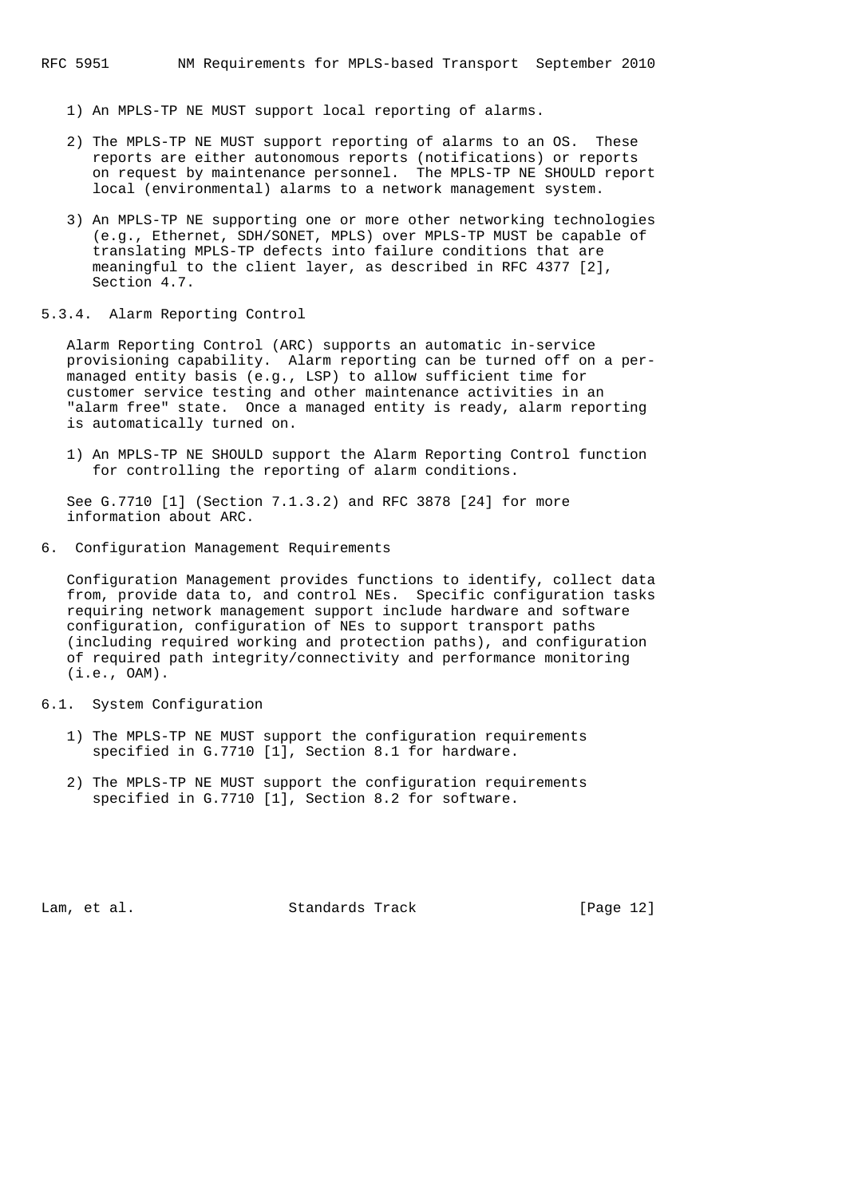1) An MPLS-TP NE MUST support local reporting of alarms.

2) The MPLS-TP NE MUST support reporting of alarms to an OS. These reports are either autonomous reports (notifications) or reports on request by maintenance personnel. The MPLS-TP NE SHOULD report local (environmental) alarms to a network management system.

3) An MPLS-TP NE supporting one or more other networking technologies (e.g., Ethernet, SDH/SONET, MPLS) over MPLS-TP MUST be capable of translating MPLS-TP defects into failure conditions that are meaningful to the client layer, as described in RFC 4377 [2], Section 4.7.

### 5.3.4. Alarm Reporting Control

Alarm Reporting Control (ARC) supports an automatic in-service provisioning capability. Alarm reporting can be turned off on a per-managed entity basis (e.g., LSP) to allow sufficient time for customer service testing and other maintenance activities in an "alarm free" state. Once a managed entity is ready, alarm reporting is automatically turned on.

1) An MPLS-TP NE SHOULD support the Alarm Reporting Control function for controlling the reporting of alarm conditions.

See G.7710 [1] (Section 7.1.3.2) and RFC 3878 [24] for more information about ARC.

## 6. Configuration Management Requirements

Configuration Management provides functions to identify, collect data from, provide data to, and control NEs. Specific configuration tasks requiring network management support include hardware and software configuration, configuration of NEs to support transport paths (including required working and protection paths), and configuration of required path integrity/connectivity and performance monitoring (i.e., OAM).

### 6.1. System Configuration

1) The MPLS-TP NE MUST support the configuration requirements specified in G.7710 [1], Section 8.1 for hardware.

2) The MPLS-TP NE MUST support the configuration requirements specified in G.7710 [1], Section 8.2 for software.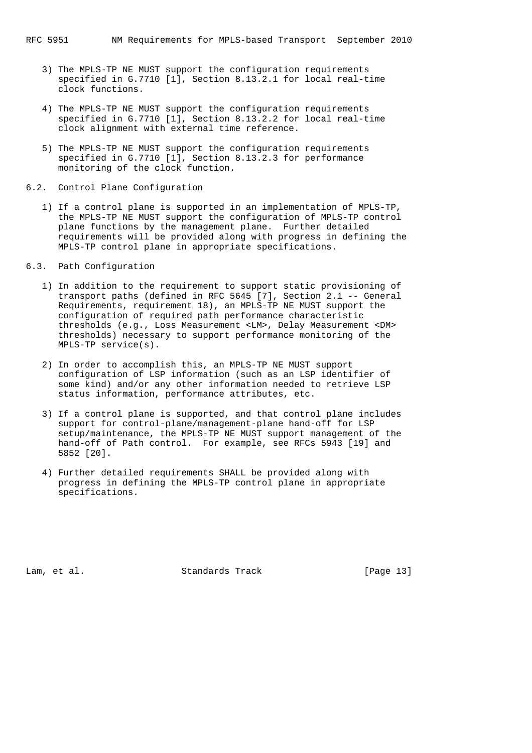3) The MPLS-TP NE MUST support the configuration requirements specified in G.7710 [1], Section 8.13.2.1 for local real-time clock functions.

4) The MPLS-TP NE MUST support the configuration requirements specified in G.7710 [1], Section 8.13.2.2 for local real-time clock alignment with external time reference.

5) The MPLS-TP NE MUST support the configuration requirements specified in G.7710 [1], Section 8.13.2.3 for performance monitoring of the clock function.

### 6.2. Control Plane Configuration

1) If a control plane is supported in an implementation of MPLS-TP, the MPLS-TP NE MUST support the configuration of MPLS-TP control plane functions by the management plane. Further detailed requirements will be provided along with progress in defining the MPLS-TP control plane in appropriate specifications.

### 6.3. Path Configuration

1) In addition to the requirement to support static provisioning of transport paths (defined in RFC 5645 [7], Section 2.1 -- General Requirements, requirement 18), an MPLS-TP NE MUST support the configuration of required path performance characteristic thresholds (e.g., Loss Measurement <LM>, Delay Measurement <DM> thresholds) necessary to support performance monitoring of the MPLS-TP service(s).

2) In order to accomplish this, an MPLS-TP NE MUST support configuration of LSP information (such as an LSP identifier of some kind) and/or any other information needed to retrieve LSP status information, performance attributes, etc.

3) If a control plane is supported, and that control plane includes support for control-plane/management-plane hand-off for LSP setup/maintenance, the MPLS-TP NE MUST support management of the hand-off of Path control. For example, see RFCs 5943 [19] and 5852 [20].

4) Further detailed requirements SHALL be provided along with progress in defining the MPLS-TP control plane in appropriate specifications.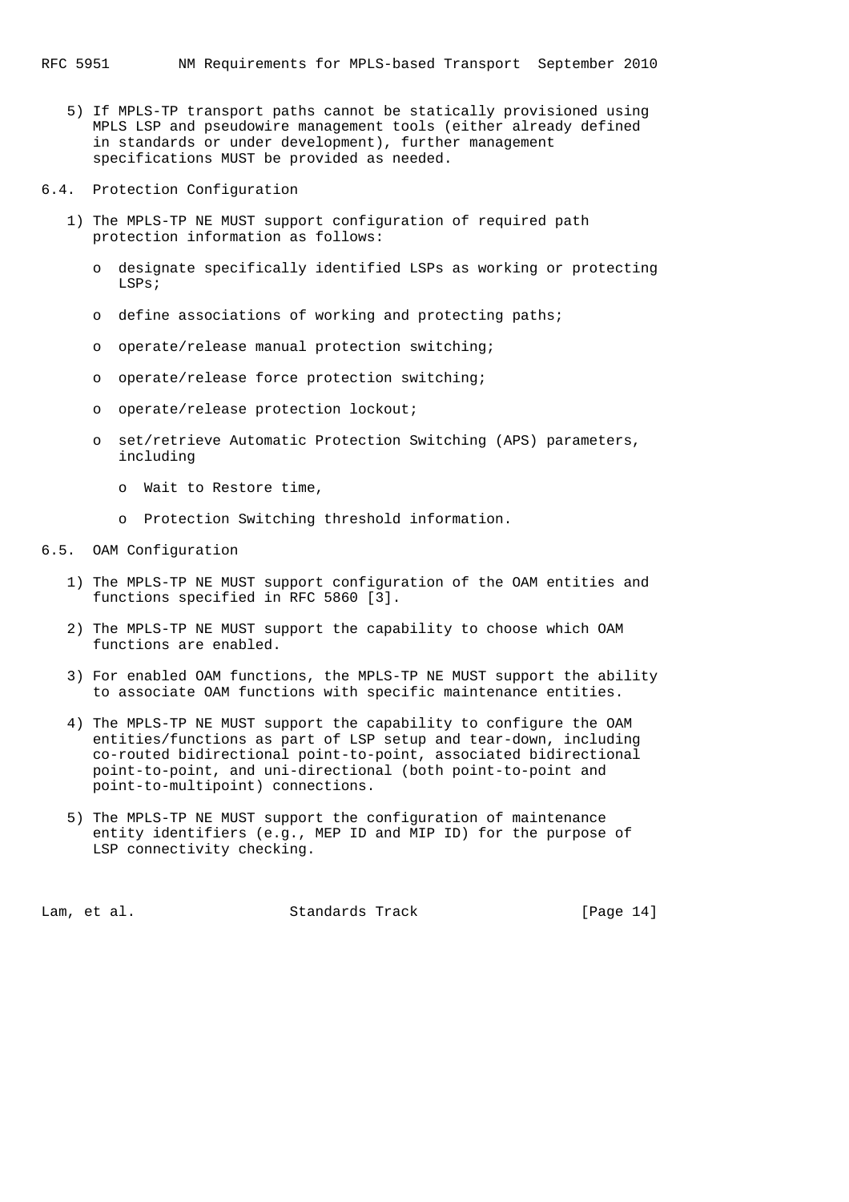5) If MPLS-TP transport paths cannot be statically provisioned using MPLS LSP and pseudowire management tools (either already defined in standards or under development), further management specifications MUST be provided as needed.

### 6.4. Protection Configuration

1) The MPLS-TP NE MUST support configuration of required path protection information as follows:

   - designate specifically identified LSPs as working or protecting LSPs;
   - define associations of working and protecting paths;
   - operate/release manual protection switching;
   - operate/release force protection switching;
   - operate/release protection lockout;
   - set/retrieve Automatic Protection Switching (APS) parameters, including
     - Wait to Restore time,
     - Protection Switching threshold information.

### 6.5. OAM Configuration

1) The MPLS-TP NE MUST support configuration of the OAM entities and functions specified in RFC 5860 [3].

2) The MPLS-TP NE MUST support the capability to choose which OAM functions are enabled.

3) For enabled OAM functions, the MPLS-TP NE MUST support the ability to associate OAM functions with specific maintenance entities.

4) The MPLS-TP NE MUST support the capability to configure the OAM entities/functions as part of LSP setup and tear-down, including co-routed bidirectional point-to-point, associated bidirectional point-to-point, and uni-directional (both point-to-point and point-to-multipoint) connections.

5) The MPLS-TP NE MUST support the configuration of maintenance entity identifiers (e.g., MEP ID and MIP ID) for the purpose of LSP connectivity checking.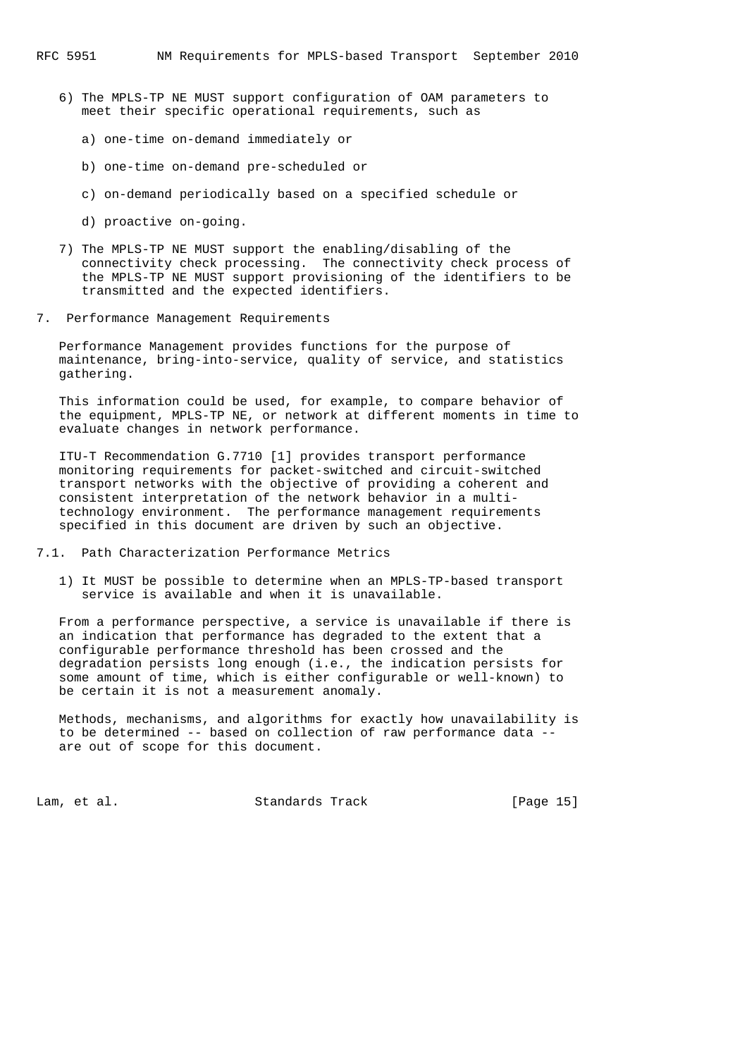6) The MPLS-TP NE MUST support configuration of OAM parameters to meet their specific operational requirements, such as

   a) one-time on-demand immediately or

   b) one-time on-demand pre-scheduled or

   c) on-demand periodically based on a specified schedule or

   d) proactive on-going.

7) The MPLS-TP NE MUST support the enabling/disabling of the connectivity check processing. The connectivity check process of the MPLS-TP NE MUST support provisioning of the identifiers to be transmitted and the expected identifiers.

## 7. Performance Management Requirements

Performance Management provides functions for the purpose of maintenance, bring-into-service, quality of service, and statistics gathering.

This information could be used, for example, to compare behavior of the equipment, MPLS-TP NE, or network at different moments in time to evaluate changes in network performance.

ITU-T Recommendation G.7710 [1] provides transport performance monitoring requirements for packet-switched and circuit-switched transport networks with the objective of providing a coherent and consistent interpretation of the network behavior in a multi-technology environment. The performance management requirements specified in this document are driven by such an objective.

### 7.1. Path Characterization Performance Metrics

1) It MUST be possible to determine when an MPLS-TP-based transport service is available and when it is unavailable.

From a performance perspective, a service is unavailable if there is an indication that performance has degraded to the extent that a configurable performance threshold has been crossed and the degradation persists long enough (i.e., the indication persists for some amount of time, which is either configurable or well-known) to be certain it is not a measurement anomaly.

Methods, mechanisms, and algorithms for exactly how unavailability is to be determined -- based on collection of raw performance data -- are out of scope for this document.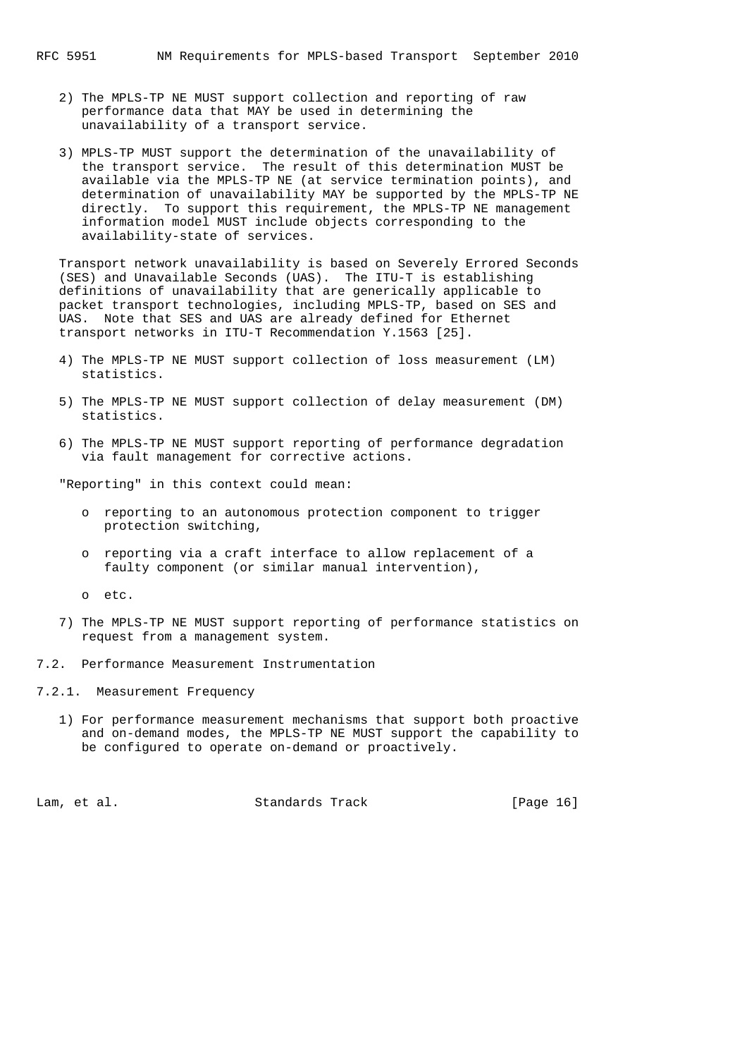2) The MPLS-TP NE MUST support collection and reporting of raw performance data that MAY be used in determining the unavailability of a transport service.

3) MPLS-TP MUST support the determination of the unavailability of the transport service. The result of this determination MUST be available via the MPLS-TP NE (at service termination points), and determination of unavailability MAY be supported by the MPLS-TP NE directly. To support this requirement, the MPLS-TP NE management information model MUST include objects corresponding to the availability-state of services.

Transport network unavailability is based on Severely Errored Seconds (SES) and Unavailable Seconds (UAS). The ITU-T is establishing definitions of unavailability that are generically applicable to packet transport technologies, including MPLS-TP, based on SES and UAS. Note that SES and UAS are already defined for Ethernet transport networks in ITU-T Recommendation Y.1563 [25].

4) The MPLS-TP NE MUST support collection of loss measurement (LM) statistics.

5) The MPLS-TP NE MUST support collection of delay measurement (DM) statistics.

6) The MPLS-TP NE MUST support reporting of performance degradation via fault management for corrective actions.

"Reporting" in this context could mean:

- reporting to an autonomous protection component to trigger protection switching,
- reporting via a craft interface to allow replacement of a faulty component (or similar manual intervention),
- etc.

7) The MPLS-TP NE MUST support reporting of performance statistics on request from a management system.

## 7.2. Performance Measurement Instrumentation

### 7.2.1. Measurement Frequency

1) For performance measurement mechanisms that support both proactive and on-demand modes, the MPLS-TP NE MUST support the capability to be configured to operate on-demand or proactively.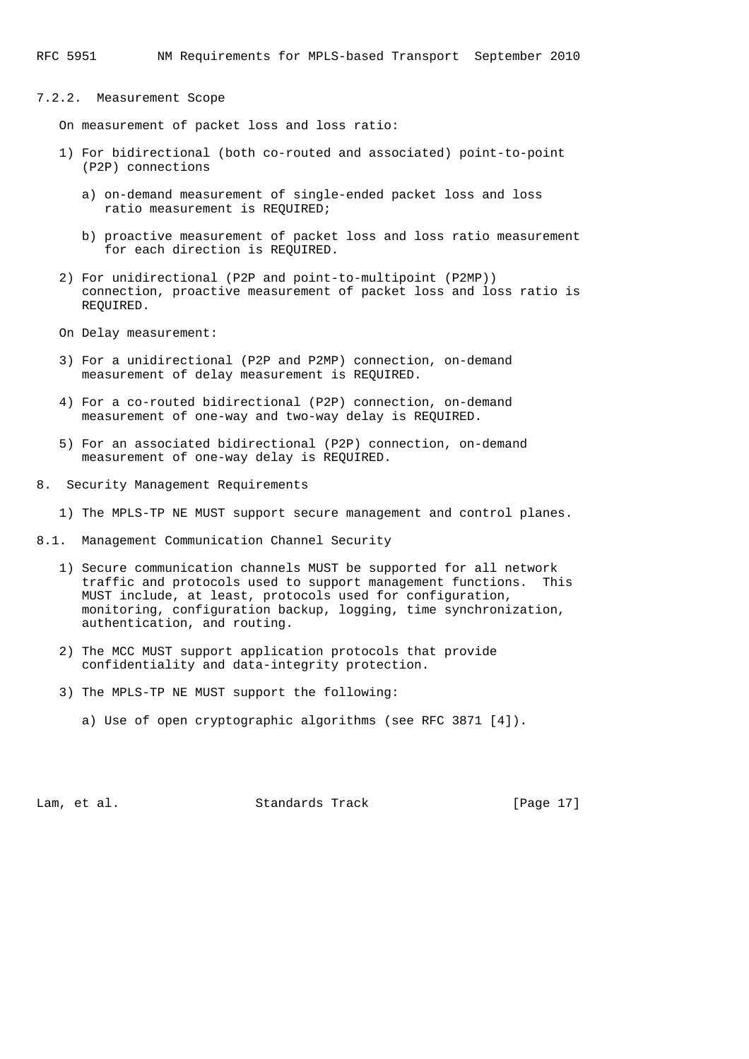#### 7.2.2. Measurement Scope

On measurement of packet loss and loss ratio:

1) For bidirectional (both co-routed and associated) point-to-point (P2P) connections

   a) on-demand measurement of single-ended packet loss and loss ratio measurement is REQUIRED;

   b) proactive measurement of packet loss and loss ratio measurement for each direction is REQUIRED.

2) For unidirectional (P2P and point-to-multipoint (P2MP)) connection, proactive measurement of packet loss and loss ratio is REQUIRED.

On Delay measurement:

3) For a unidirectional (P2P and P2MP) connection, on-demand measurement of delay measurement is REQUIRED.

4) For a co-routed bidirectional (P2P) connection, on-demand measurement of one-way and two-way delay is REQUIRED.

5) For an associated bidirectional (P2P) connection, on-demand measurement of one-way delay is REQUIRED.

## 8. Security Management Requirements

1) The MPLS-TP NE MUST support secure management and control planes.

### 8.1. Management Communication Channel Security

1) Secure communication channels MUST be supported for all network traffic and protocols used to support management functions. This MUST include, at least, protocols used for configuration, monitoring, configuration backup, logging, time synchronization, authentication, and routing.

2) The MCC MUST support application protocols that provide confidentiality and data-integrity protection.

3) The MPLS-TP NE MUST support the following:

   a) Use of open cryptographic algorithms (see RFC 3871 [4]).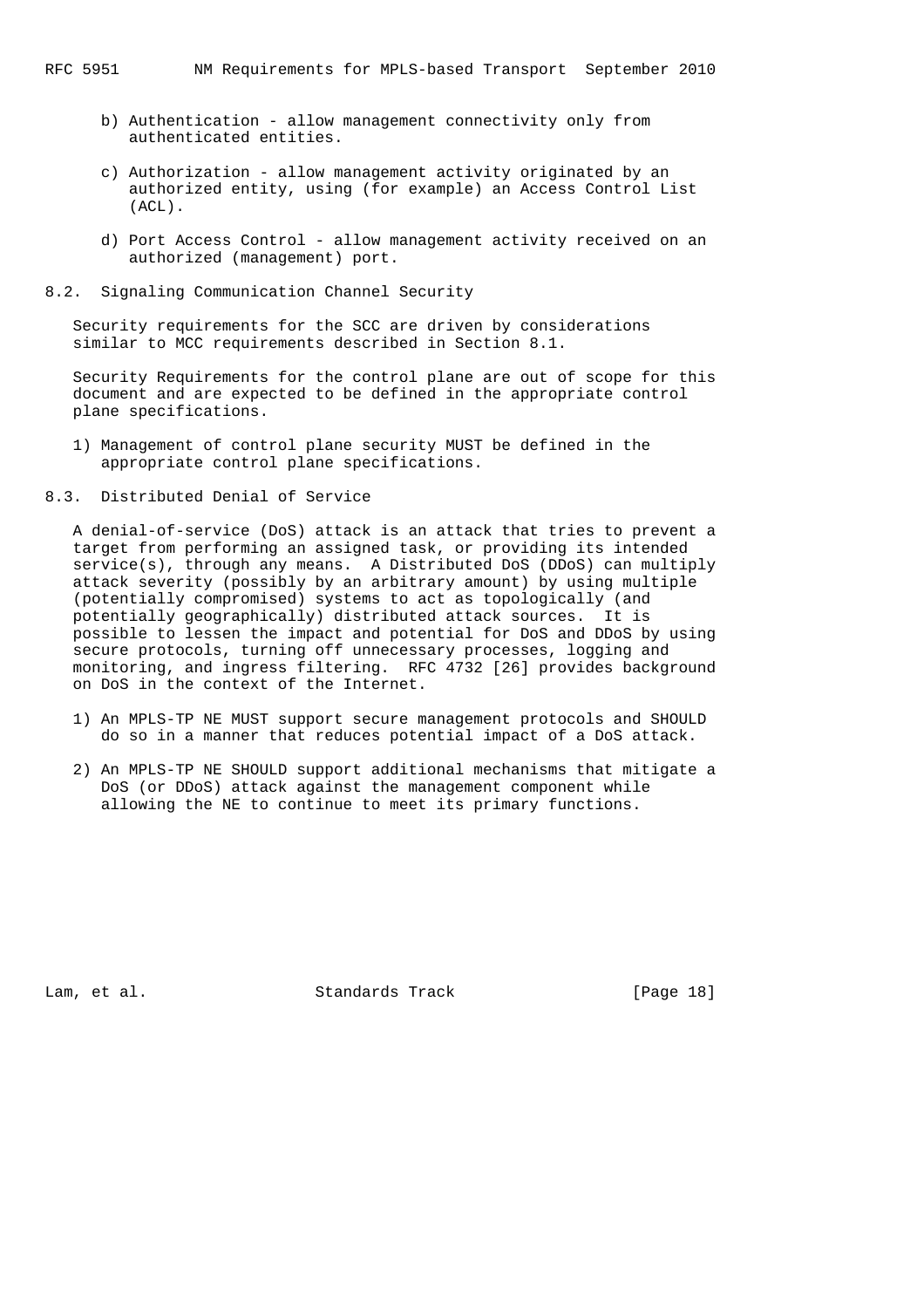b) Authentication - allow management connectivity only from authenticated entities.

c) Authorization - allow management activity originated by an authorized entity, using (for example) an Access Control List (ACL).

d) Port Access Control - allow management activity received on an authorized (management) port.

## 8.2. Signaling Communication Channel Security

Security requirements for the SCC are driven by considerations similar to MCC requirements described in Section 8.1.

Security Requirements for the control plane are out of scope for this document and are expected to be defined in the appropriate control plane specifications.

1) Management of control plane security MUST be defined in the appropriate control plane specifications.

## 8.3. Distributed Denial of Service

A denial-of-service (DoS) attack is an attack that tries to prevent a target from performing an assigned task, or providing its intended service(s), through any means. A Distributed DoS (DDoS) can multiply attack severity (possibly by an arbitrary amount) by using multiple (potentially compromised) systems to act as topologically (and potentially geographically) distributed attack sources. It is possible to lessen the impact and potential for DoS and DDoS by using secure protocols, turning off unnecessary processes, logging and monitoring, and ingress filtering. RFC 4732 [26] provides background on DoS in the context of the Internet.

1) An MPLS-TP NE MUST support secure management protocols and SHOULD do so in a manner that reduces potential impact of a DoS attack.

2) An MPLS-TP NE SHOULD support additional mechanisms that mitigate a DoS (or DDoS) attack against the management component while allowing the NE to continue to meet its primary functions.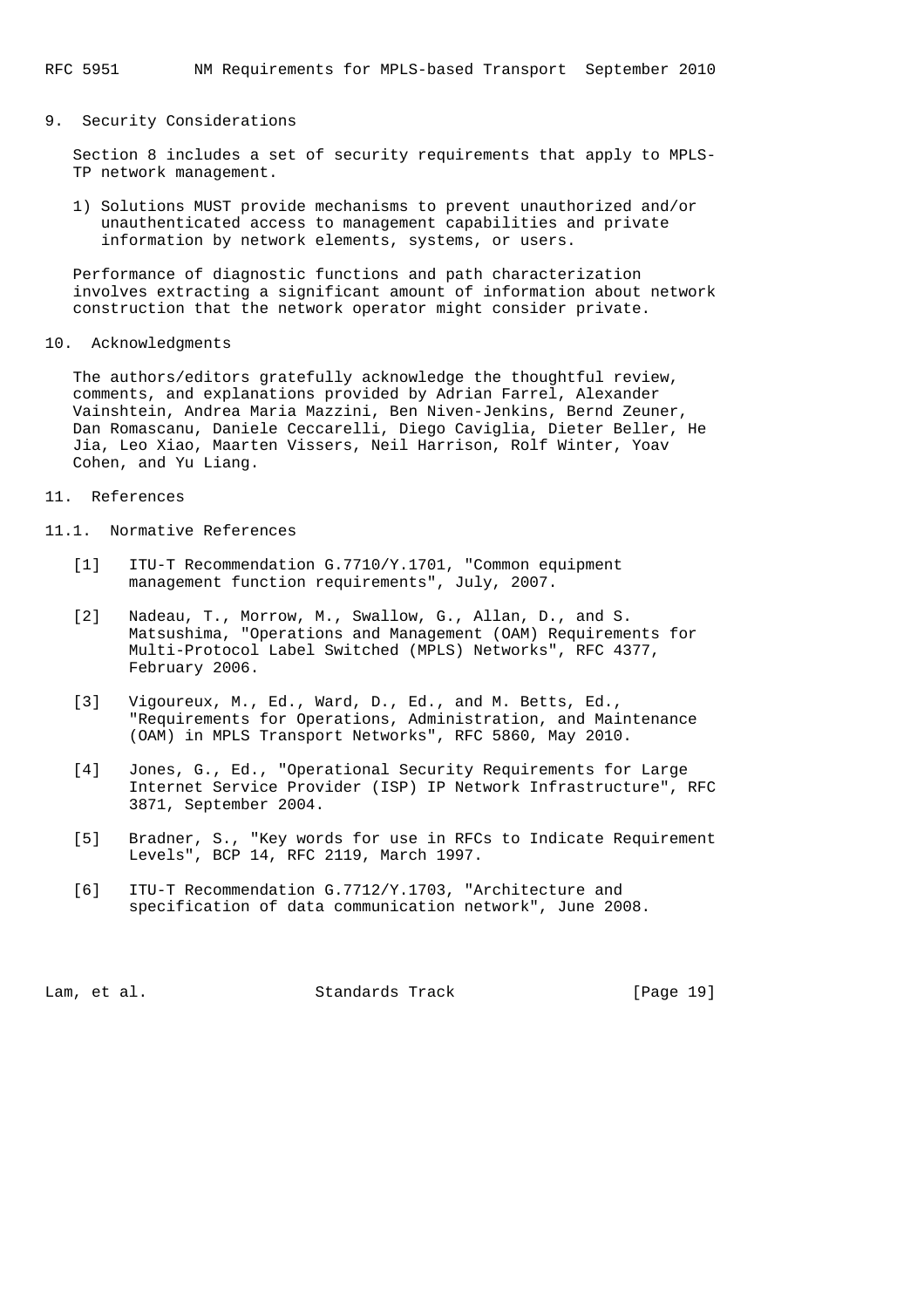## 9. Security Considerations

Section 8 includes a set of security requirements that apply to MPLS-TP network management.

1) Solutions MUST provide mechanisms to prevent unauthorized and/or unauthenticated access to management capabilities and private information by network elements, systems, or users.

Performance of diagnostic functions and path characterization involves extracting a significant amount of information about network construction that the network operator might consider private.

## 10. Acknowledgments

The authors/editors gratefully acknowledge the thoughtful review, comments, and explanations provided by Adrian Farrel, Alexander Vainshtein, Andrea Maria Mazzini, Ben Niven-Jenkins, Bernd Zeuner, Dan Romascanu, Daniele Ceccarelli, Diego Caviglia, Dieter Beller, He Jia, Leo Xiao, Maarten Vissers, Neil Harrison, Rolf Winter, Yoav Cohen, and Yu Liang.

## 11. References

### 11.1. Normative References

[1] ITU-T Recommendation G.7710/Y.1701, "Common equipment management function requirements", July, 2007.

[2] Nadeau, T., Morrow, M., Swallow, G., Allan, D., and S. Matsushima, "Operations and Management (OAM) Requirements for Multi-Protocol Label Switched (MPLS) Networks", RFC 4377, February 2006.

[3] Vigoureux, M., Ed., Ward, D., Ed., and M. Betts, Ed., "Requirements for Operations, Administration, and Maintenance (OAM) in MPLS Transport Networks", RFC 5860, May 2010.

[4] Jones, G., Ed., "Operational Security Requirements for Large Internet Service Provider (ISP) IP Network Infrastructure", RFC 3871, September 2004.

[5] Bradner, S., "Key words for use in RFCs to Indicate Requirement Levels", BCP 14, RFC 2119, March 1997.

[6] ITU-T Recommendation G.7712/Y.1703, "Architecture and specification of data communication network", June 2008.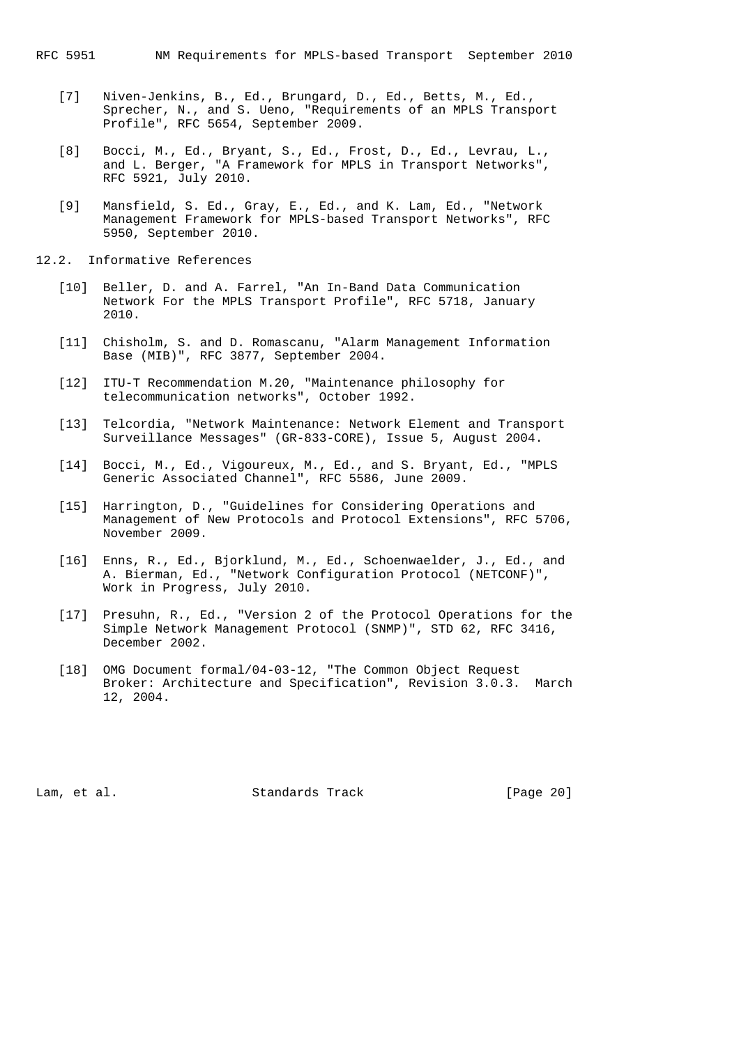[7] Niven-Jenkins, B., Ed., Brungard, D., Ed., Betts, M., Ed., Sprecher, N., and S. Ueno, "Requirements of an MPLS Transport Profile", RFC 5654, September 2009.

[8] Bocci, M., Ed., Bryant, S., Ed., Frost, D., Ed., Levrau, L., and L. Berger, "A Framework for MPLS in Transport Networks", RFC 5921, July 2010.

[9] Mansfield, S. Ed., Gray, E., Ed., and K. Lam, Ed., "Network Management Framework for MPLS-based Transport Networks", RFC 5950, September 2010.

## 12.2. Informative References

[10] Beller, D. and A. Farrel, "An In-Band Data Communication Network For the MPLS Transport Profile", RFC 5718, January 2010.

[11] Chisholm, S. and D. Romascanu, "Alarm Management Information Base (MIB)", RFC 3877, September 2004.

[12] ITU-T Recommendation M.20, "Maintenance philosophy for telecommunication networks", October 1992.

[13] Telcordia, "Network Maintenance: Network Element and Transport Surveillance Messages" (GR-833-CORE), Issue 5, August 2004.

[14] Bocci, M., Ed., Vigoureux, M., Ed., and S. Bryant, Ed., "MPLS Generic Associated Channel", RFC 5586, June 2009.

[15] Harrington, D., "Guidelines for Considering Operations and Management of New Protocols and Protocol Extensions", RFC 5706, November 2009.

[16] Enns, R., Ed., Bjorklund, M., Ed., Schoenwaelder, J., Ed., and A. Bierman, Ed., "Network Configuration Protocol (NETCONF)", Work in Progress, July 2010.

[17] Presuhn, R., Ed., "Version 2 of the Protocol Operations for the Simple Network Management Protocol (SNMP)", STD 62, RFC 3416, December 2002.

[18] OMG Document formal/04-03-12, "The Common Object Request Broker: Architecture and Specification", Revision 3.0.3. March 12, 2004.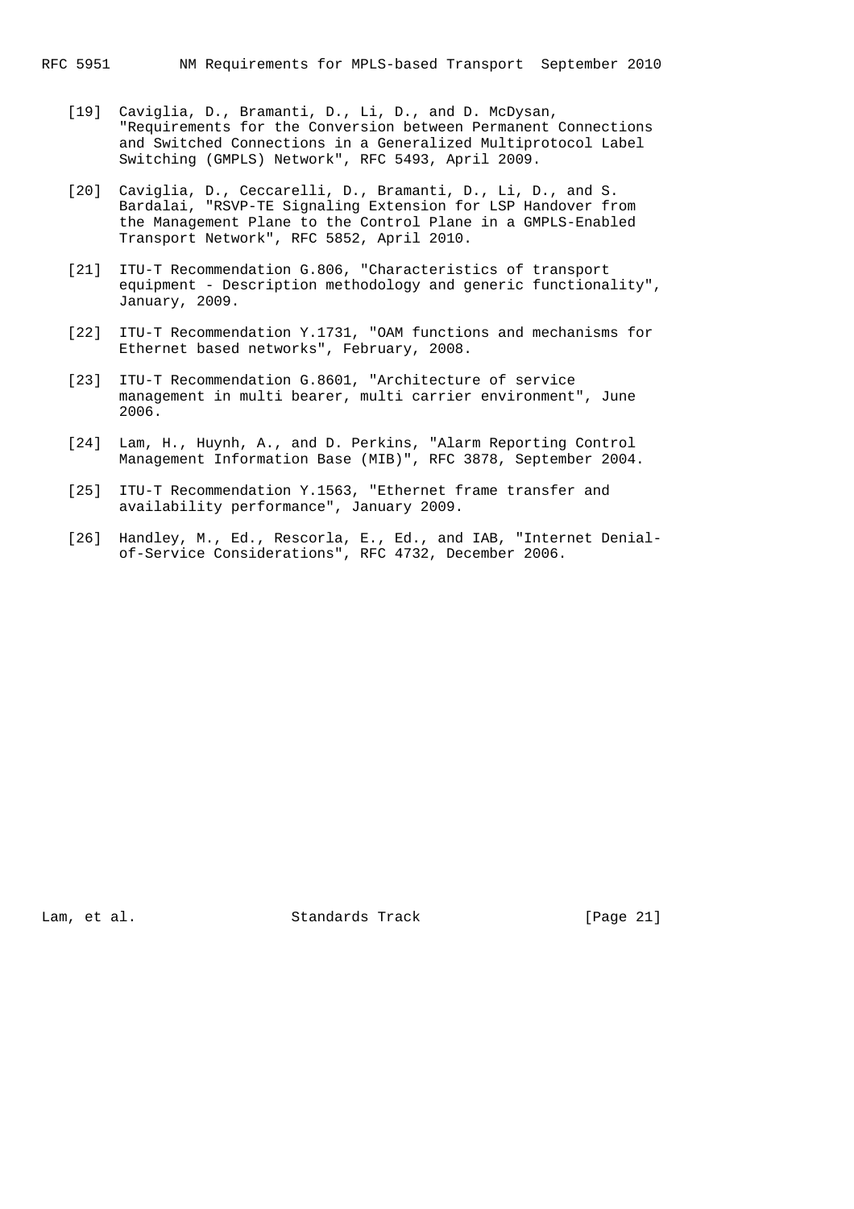[19] Caviglia, D., Bramanti, D., Li, D., and D. McDysan, "Requirements for the Conversion between Permanent Connections and Switched Connections in a Generalized Multiprotocol Label Switching (GMPLS) Network", RFC 5493, April 2009.

[20] Caviglia, D., Ceccarelli, D., Bramanti, D., Li, D., and S. Bardalai, "RSVP-TE Signaling Extension for LSP Handover from the Management Plane to the Control Plane in a GMPLS-Enabled Transport Network", RFC 5852, April 2010.

[21] ITU-T Recommendation G.806, "Characteristics of transport equipment - Description methodology and generic functionality", January, 2009.

[22] ITU-T Recommendation Y.1731, "OAM functions and mechanisms for Ethernet based networks", February, 2008.

[23] ITU-T Recommendation G.8601, "Architecture of service management in multi bearer, multi carrier environment", June 2006.

[24] Lam, H., Huynh, A., and D. Perkins, "Alarm Reporting Control Management Information Base (MIB)", RFC 3878, September 2004.

[25] ITU-T Recommendation Y.1563, "Ethernet frame transfer and availability performance", January 2009.

[26] Handley, M., Ed., Rescorla, E., Ed., and IAB, "Internet Denial-of-Service Considerations", RFC 4732, December 2006.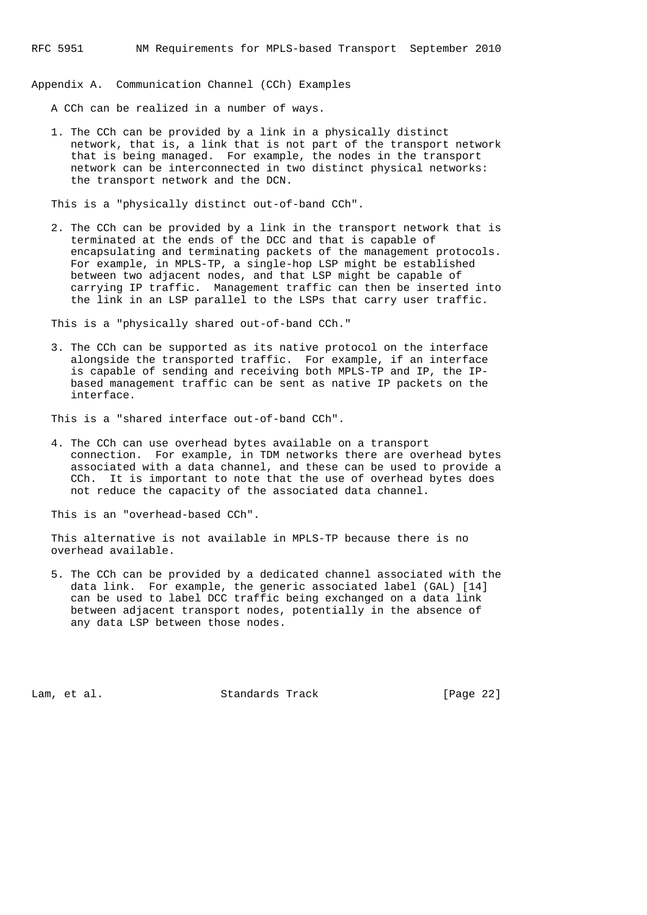## Appendix A. Communication Channel (CCh) Examples

A CCh can be realized in a number of ways.

1. The CCh can be provided by a link in a physically distinct network, that is, a link that is not part of the transport network that is being managed. For example, the nodes in the transport network can be interconnected in two distinct physical networks: the transport network and the DCN.

This is a "physically distinct out-of-band CCh".

2. The CCh can be provided by a link in the transport network that is terminated at the ends of the DCC and that is capable of encapsulating and terminating packets of the management protocols. For example, in MPLS-TP, a single-hop LSP might be established between two adjacent nodes, and that LSP might be capable of carrying IP traffic. Management traffic can then be inserted into the link in an LSP parallel to the LSPs that carry user traffic.

This is a "physically shared out-of-band CCh."

3. The CCh can be supported as its native protocol on the interface alongside the transported traffic. For example, if an interface is capable of sending and receiving both MPLS-TP and IP, the IP-based management traffic can be sent as native IP packets on the interface.

This is a "shared interface out-of-band CCh".

4. The CCh can use overhead bytes available on a transport connection. For example, in TDM networks there are overhead bytes associated with a data channel, and these can be used to provide a CCh. It is important to note that the use of overhead bytes does not reduce the capacity of the associated data channel.

This is an "overhead-based CCh".

This alternative is not available in MPLS-TP because there is no overhead available.

5. The CCh can be provided by a dedicated channel associated with the data link. For example, the generic associated label (GAL) [14] can be used to label DCC traffic being exchanged on a data link between adjacent transport nodes, potentially in the absence of any data LSP between those nodes.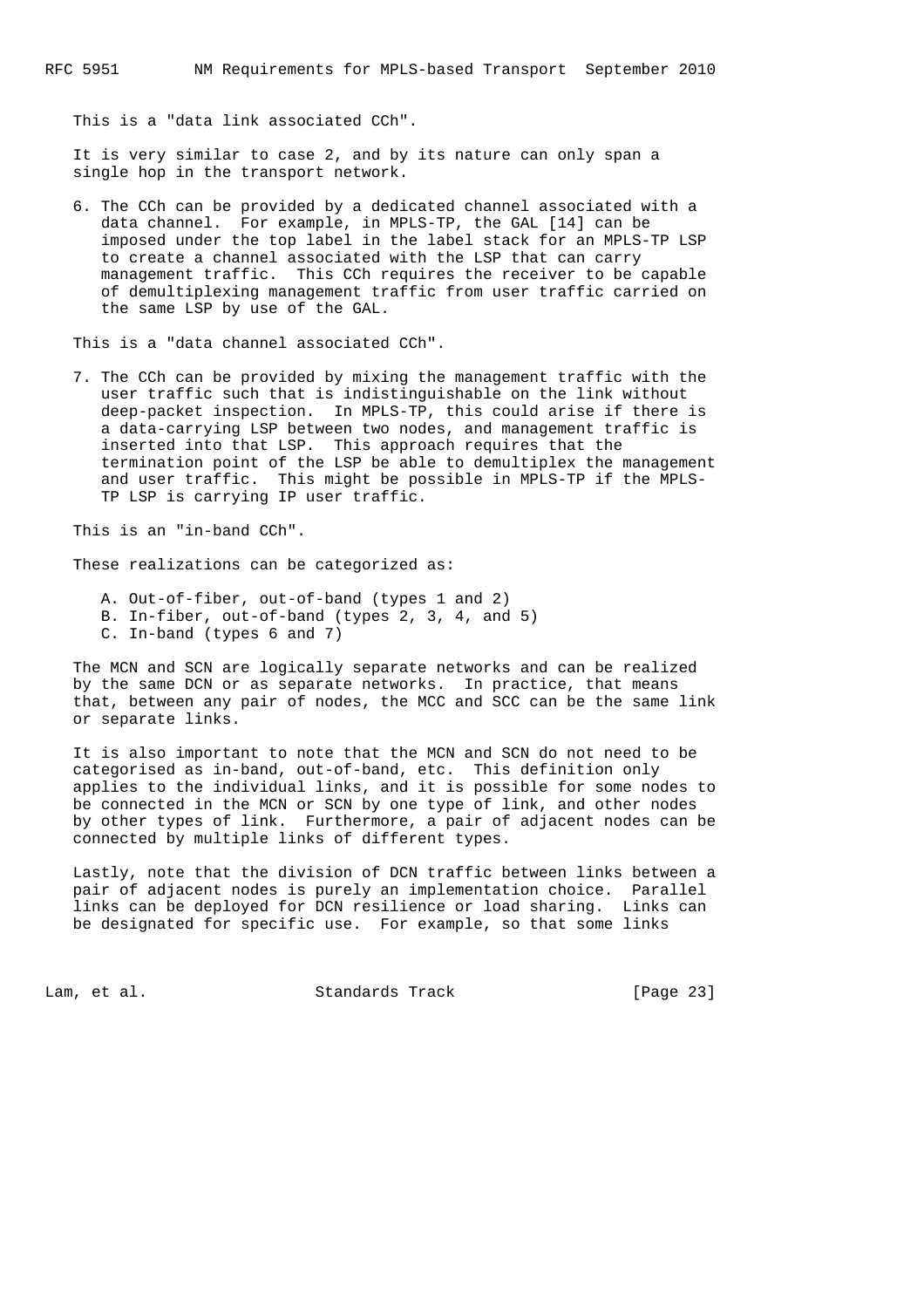This is a "data link associated CCh".

It is very similar to case 2, and by its nature can only span a single hop in the transport network.

6. The CCh can be provided by a dedicated channel associated with a data channel. For example, in MPLS-TP, the GAL [14] can be imposed under the top label in the label stack for an MPLS-TP LSP to create a channel associated with the LSP that can carry management traffic. This CCh requires the receiver to be capable of demultiplexing management traffic from user traffic carried on the same LSP by use of the GAL.

This is a "data channel associated CCh".

7. The CCh can be provided by mixing the management traffic with the user traffic such that is indistinguishable on the link without deep-packet inspection. In MPLS-TP, this could arise if there is a data-carrying LSP between two nodes, and management traffic is inserted into that LSP. This approach requires that the termination point of the LSP be able to demultiplex the management and user traffic. This might be possible in MPLS-TP if the MPLS-TP LSP is carrying IP user traffic.

This is an "in-band CCh".

These realizations can be categorized as:

A. Out-of-fiber, out-of-band (types 1 and 2)
B. In-fiber, out-of-band (types 2, 3, 4, and 5)
C. In-band (types 6 and 7)

The MCN and SCN are logically separate networks and can be realized by the same DCN or as separate networks. In practice, that means that, between any pair of nodes, the MCC and SCC can be the same link or separate links.

It is also important to note that the MCN and SCN do not need to be categorised as in-band, out-of-band, etc. This definition only applies to the individual links, and it is possible for some nodes to be connected in the MCN or SCN by one type of link, and other nodes by other types of link. Furthermore, a pair of adjacent nodes can be connected by multiple links of different types.

Lastly, note that the division of DCN traffic between links between a pair of adjacent nodes is purely an implementation choice. Parallel links can be deployed for DCN resilience or load sharing. Links can be designated for specific use. For example, so that some links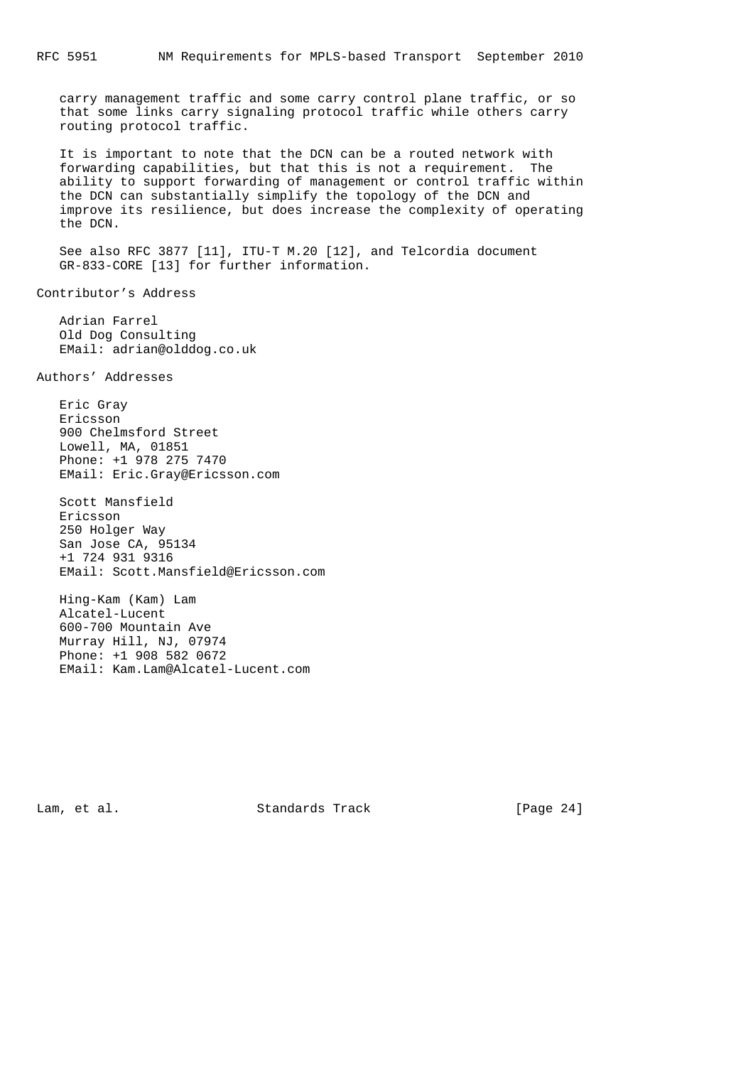carry management traffic and some carry control plane traffic, or so that some links carry signaling protocol traffic while others carry routing protocol traffic.

It is important to note that the DCN can be a routed network with forwarding capabilities, but that this is not a requirement. The ability to support forwarding of management or control traffic within the DCN can substantially simplify the topology of the DCN and improve its resilience, but does increase the complexity of operating the DCN.

See also RFC 3877 [11], ITU-T M.20 [12], and Telcordia document GR-833-CORE [13] for further information.

## Contributor's Address

Adrian Farrel
Old Dog Consulting
EMail: adrian@olddog.co.uk

## Authors' Addresses

Eric Gray
Ericsson
900 Chelmsford Street
Lowell, MA, 01851
Phone: +1 978 275 7470
EMail: Eric.Gray@Ericsson.com

Scott Mansfield
Ericsson
250 Holger Way
San Jose CA, 95134
+1 724 931 9316
EMail: Scott.Mansfield@Ericsson.com

Hing-Kam (Kam) Lam
Alcatel-Lucent
600-700 Mountain Ave
Murray Hill, NJ, 07974
Phone: +1 908 582 0672
EMail: Kam.Lam@Alcatel-Lucent.com